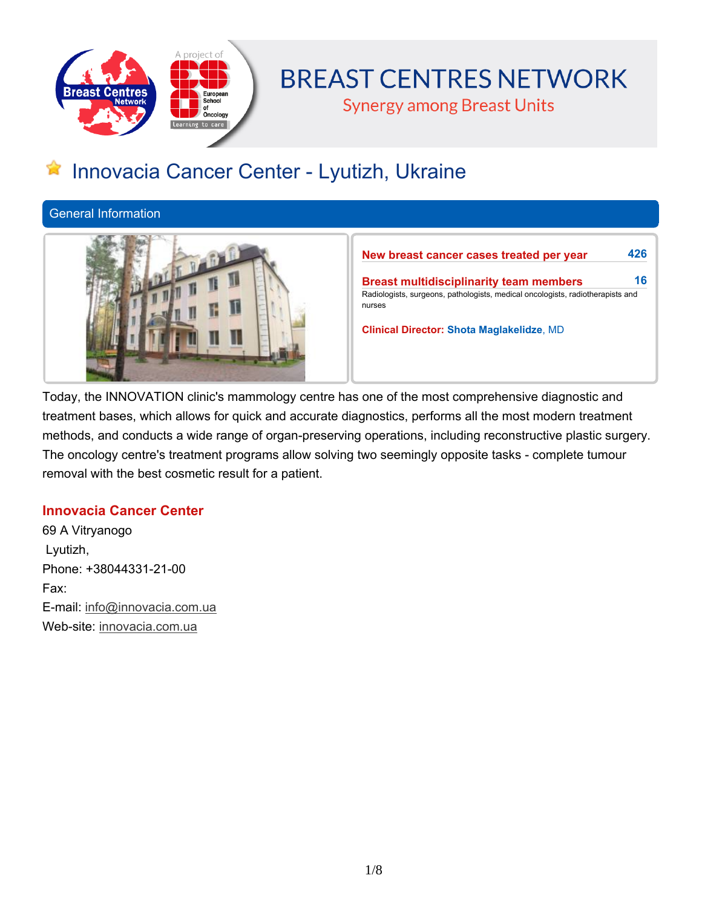# BREAST CENTRES NETWORK

Synergy among Breast Units

## Innovacia Cancer Center - Lyutizh, Ukraine

### General Information

**New breast cancer cases treated per year** 426

**Breast multidisciplinarity team members** 16

Radiologists, surgeons, pathologists, medical oncologists, radiotherapists and nurses

**Clinical Director: Shota Maglakelidze**, MD

Today, the INNOVATION clinic's mammology centre has one of the most comprehensive diagnostic and treatment bases, which allows for quick and accurate diagnostics, performs all the most modern treatment methods, and conducts a wide range of organ-preserving operations, including reconstructive plastic surgery. The oncology centre's treatment programs allow solving two seemingly opposite tasks - complete tumour removal with the best cosmetic result for a patient.

**Innovacia Cancer Center**

69 A Vitryanogo

Lyutizh,

Phone: +38044331-21-00

Fax:

E-mail: info@innovacia.com.ua

Web-site: innovacia.com.ua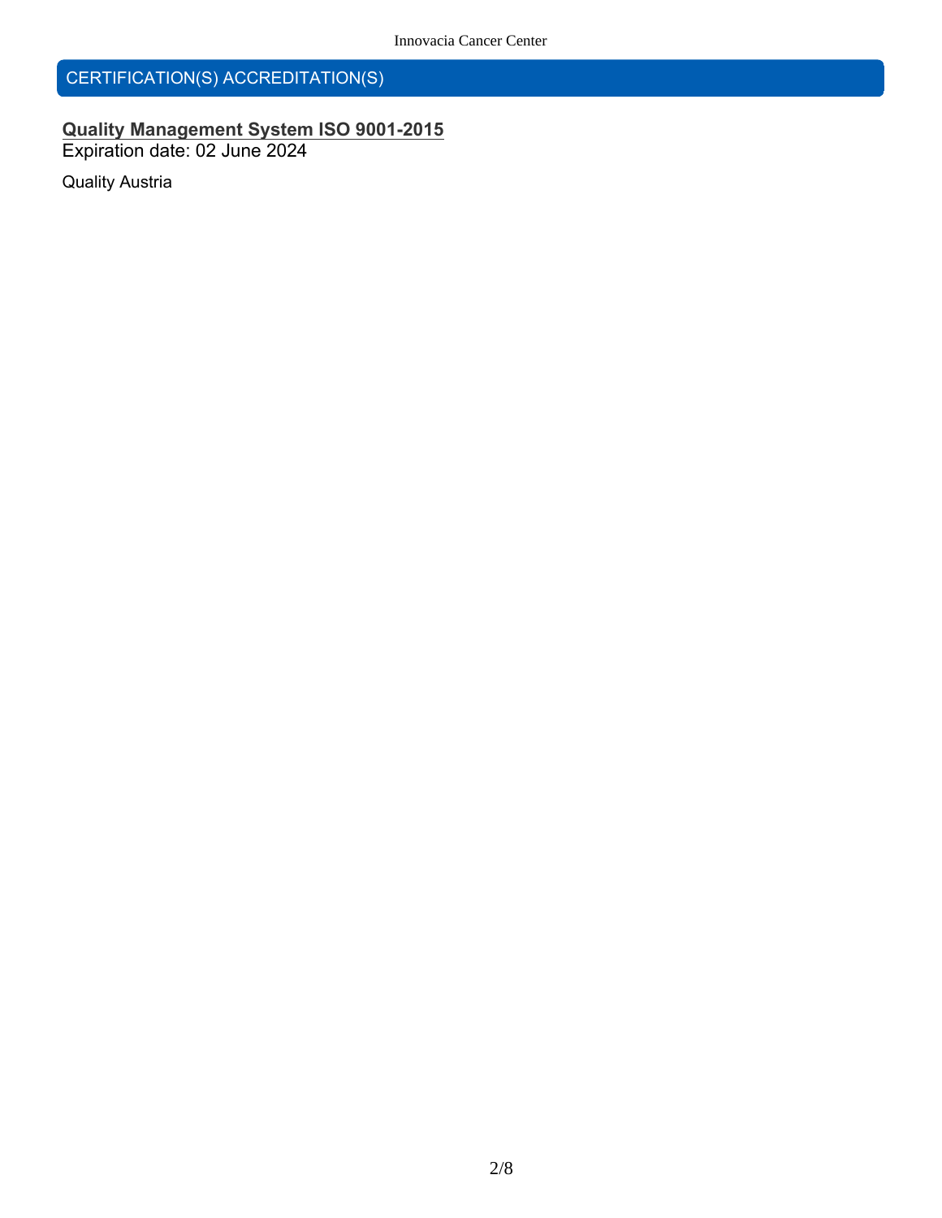## CERTIFICATION(S) ACCREDITATION(S)

**Quality Management System ISO 9001-2015**
Expiration date: 02 June 2024

Quality Austria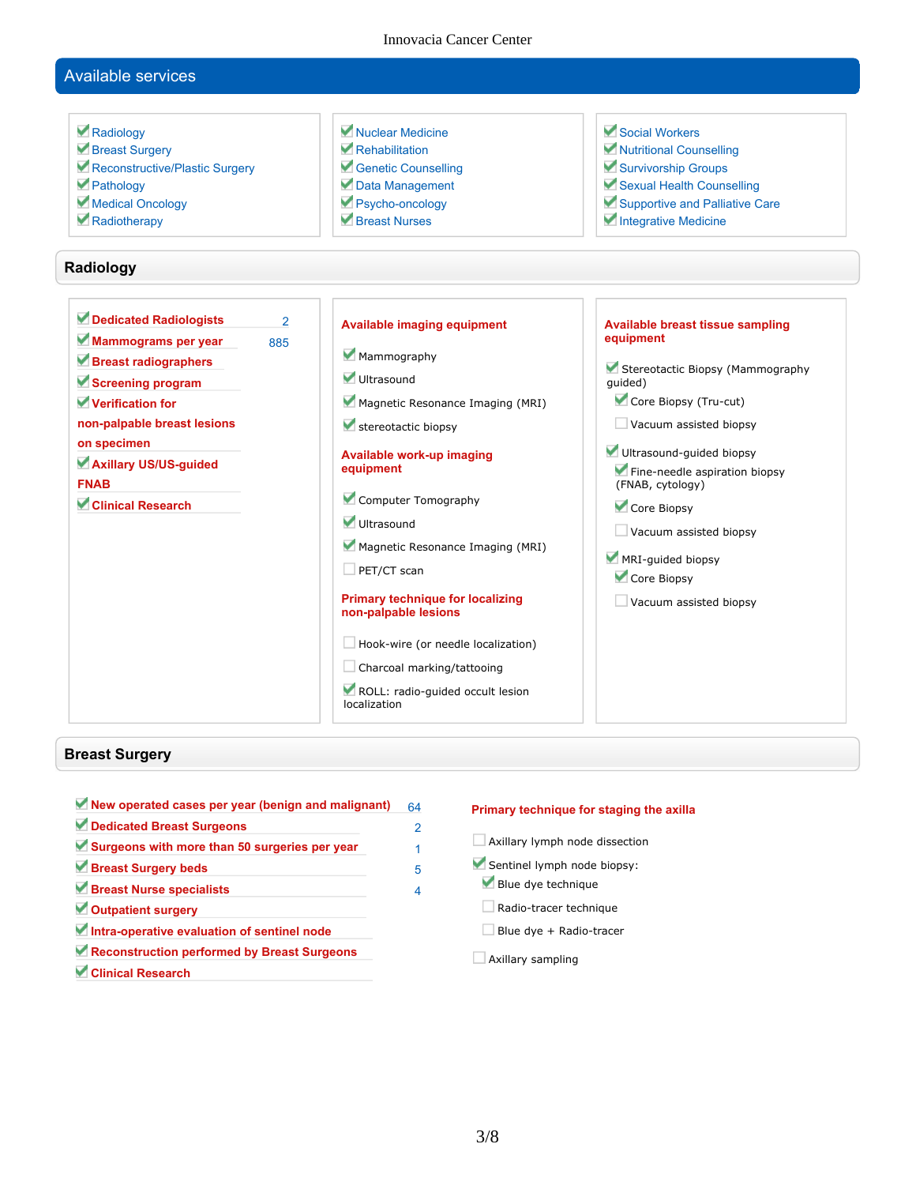## Available services

- [x] Radiology
- [x] Breast Surgery
- [x] Reconstructive/Plastic Surgery
- [x] Pathology
- [x] Medical Oncology
- [x] Radiotherapy
- [x] Nuclear Medicine
- [x] Rehabilitation
- [x] Genetic Counselling
- [x] Data Management
- [x] Psycho-oncology
- [x] Breast Nurses
- [x] Social Workers
- [x] Nutritional Counselling
- [x] Survivorship Groups
- [x] Sexual Health Counselling
- [x] Supportive and Palliative Care
- [x] Integrative Medicine

## Radiology

| | |
|---|---|
| [x] Dedicated Radiologists | 2 |
| [x] Mammograms per year | 885 |
| [x] Breast radiographers | |
| [x] Screening program | |
| [x] Verification for non-palpable breast lesions on specimen | |
| [x] Axillary US/US-guided FNAB | |
| [x] Clinical Research | |

**Available imaging equipment**

- [x] Mammography
- [x] Ultrasound
- [x] Magnetic Resonance Imaging (MRI)
- [x] stereotactic biopsy

**Available work-up imaging equipment**

- [x] Computer Tomography
- [x] Ultrasound
- [x] Magnetic Resonance Imaging (MRI)
- [ ] PET/CT scan

**Primary technique for localizing non-palpable lesions**

- [ ] Hook-wire (or needle localization)
- [ ] Charcoal marking/tattooing
- [x] ROLL: radio-guided occult lesion localization

**Available breast tissue sampling equipment**

- [x] Stereotactic Biopsy (Mammography guided)
  - [x] Core Biopsy (Tru-cut)
  - [ ] Vacuum assisted biopsy
- [x] Ultrasound-guided biopsy
  - [x] Fine-needle aspiration biopsy (FNAB, cytology)
  - [x] Core Biopsy
  - [ ] Vacuum assisted biopsy
- [x] MRI-guided biopsy
  - [x] Core Biopsy
  - [ ] Vacuum assisted biopsy

## Breast Surgery

| | |
|---|---|
| [x] New operated cases per year (benign and malignant) | 64 |
| [x] Dedicated Breast Surgeons | 2 |
| [x] Surgeons with more than 50 surgeries per year | 1 |
| [x] Breast Surgery beds | 5 |
| [x] Breast Nurse specialists | 4 |
| [x] Outpatient surgery | |
| [x] Intra-operative evaluation of sentinel node | |
| [x] Reconstruction performed by Breast Surgeons | |
| [x] Clinical Research | |

**Primary technique for staging the axilla**

- [ ] Axillary lymph node dissection
- [x] Sentinel lymph node biopsy:
  - [x] Blue dye technique
  - [ ] Radio-tracer technique
  - [ ] Blue dye + Radio-tracer
- [ ] Axillary sampling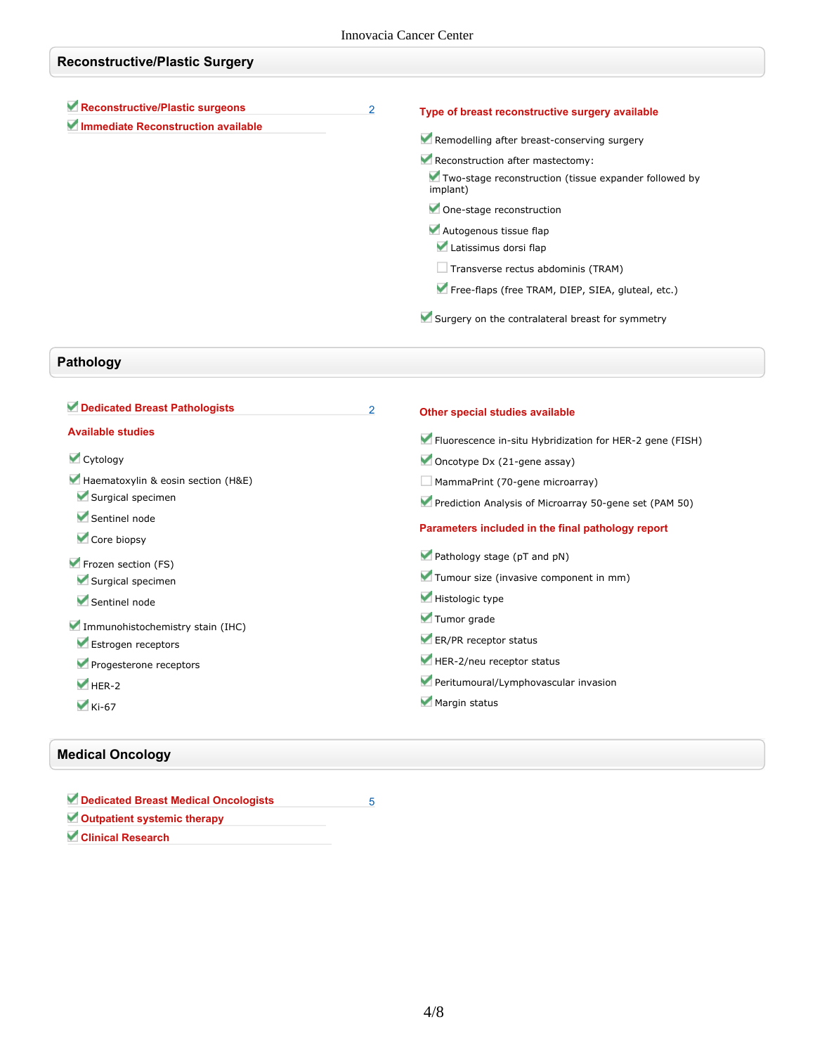## Reconstructive/Plastic Surgery

- [x] **Reconstructive/Plastic surgeons** 2
- [x] **Immediate Reconstruction available**

**Type of breast reconstructive surgery available**

- [x] Remodelling after breast-conserving surgery
- [x] Reconstruction after mastectomy:
  - [x] Two-stage reconstruction (tissue expander followed by implant)
  - [x] One-stage reconstruction
  - [x] Autogenous tissue flap
    - [x] Latissimus dorsi flap
    - [ ] Transverse rectus abdominis (TRAM)
    - [x] Free-flaps (free TRAM, DIEP, SIEA, gluteal, etc.)
- [x] Surgery on the contralateral breast for symmetry

## Pathology

- [x] **Dedicated Breast Pathologists** 2

**Available studies**

- [x] Cytology
- [x] Haematoxylin & eosin section (H&E)
  - [x] Surgical specimen
  - [x] Sentinel node
  - [x] Core biopsy
- [x] Frozen section (FS)
  - [x] Surgical specimen
  - [x] Sentinel node
- [x] Immunohistochemistry stain (IHC)
  - [x] Estrogen receptors
  - [x] Progesterone receptors
  - [x] HER-2
  - [x] Ki-67

**Other special studies available**

- [x] Fluorescence in-situ Hybridization for HER-2 gene (FISH)
- [x] Oncotype Dx (21-gene assay)
- [ ] MammaPrint (70-gene microarray)
- [x] Prediction Analysis of Microarray 50-gene set (PAM 50)

**Parameters included in the final pathology report**

- [x] Pathology stage (pT and pN)
- [x] Tumour size (invasive component in mm)
- [x] Histologic type
- [x] Tumor grade
- [x] ER/PR receptor status
- [x] HER-2/neu receptor status
- [x] Peritumoural/Lymphovascular invasion
- [x] Margin status

## Medical Oncology

- [x] **Dedicated Breast Medical Oncologists** 5
- [x] **Outpatient systemic therapy**
- [x] **Clinical Research**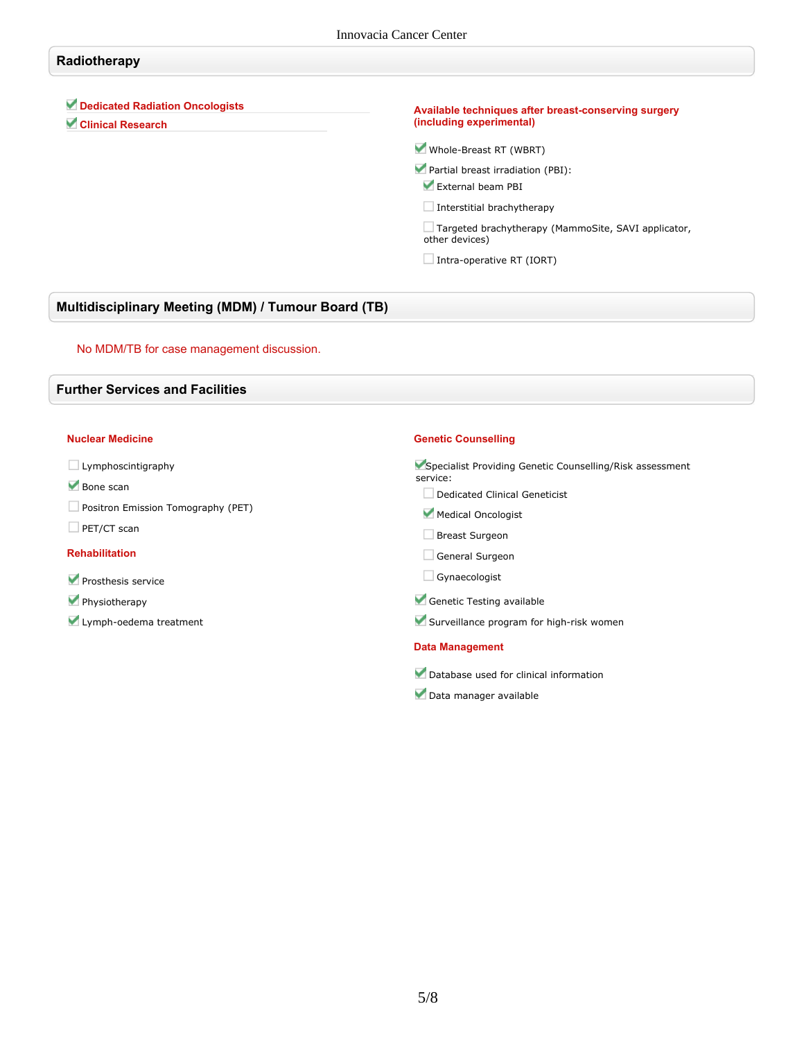## Radiotherapy

- [x] **Dedicated Radiation Oncologists**
- [x] **Clinical Research**

**Available techniques after breast-conserving surgery (including experimental)**

- [x] Whole-Breast RT (WBRT)
- [x] Partial breast irradiation (PBI):
  - [x] External beam PBI
  - [ ] Interstitial brachytherapy
  - [ ] Targeted brachytherapy (MammoSite, SAVI applicator, other devices)
  - [ ] Intra-operative RT (IORT)

## Multidisciplinary Meeting (MDM) / Tumour Board (TB)

No MDM/TB for case management discussion.

## Further Services and Facilities

**Nuclear Medicine**

- [ ] Lymphoscintigraphy
- [x] Bone scan
- [ ] Positron Emission Tomography (PET)
- [ ] PET/CT scan

**Rehabilitation**

- [x] Prosthesis service
- [x] Physiotherapy
- [x] Lymph-oedema treatment

**Genetic Counselling**

- [x] Specialist Providing Genetic Counselling/Risk assessment service:
  - [ ] Dedicated Clinical Geneticist
  - [x] Medical Oncologist
  - [ ] Breast Surgeon
  - [ ] General Surgeon
  - [ ] Gynaecologist
- [x] Genetic Testing available
- [x] Surveillance program for high-risk women

**Data Management**

- [x] Database used for clinical information
- [x] Data manager available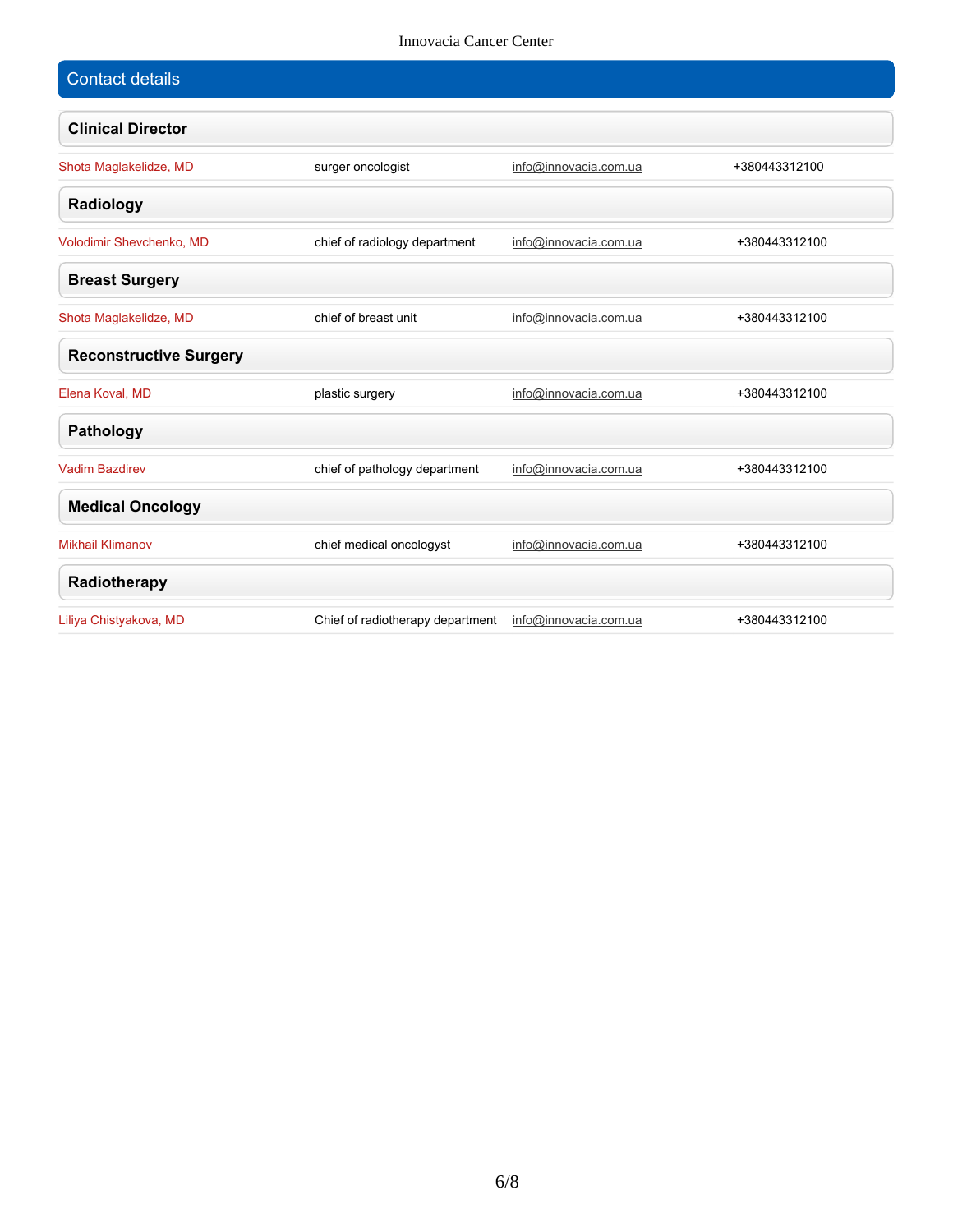## Contact details

### Clinical Director

| | | | |
|---|---|---|---|
| Shota Maglakelidze, MD | surger oncologist | info@innovacia.com.ua | +380443312100 |

### Radiology

| | | | |
|---|---|---|---|
| Volodimir Shevchenko, MD | chief of radiology department | info@innovacia.com.ua | +380443312100 |

### Breast Surgery

| | | | |
|---|---|---|---|
| Shota Maglakelidze, MD | chief of breast unit | info@innovacia.com.ua | +380443312100 |

### Reconstructive Surgery

| | | | |
|---|---|---|---|
| Elena Koval, MD | plastic surgery | info@innovacia.com.ua | +380443312100 |

### Pathology

| | | | |
|---|---|---|---|
| Vadim Bazdirev | chief of pathology department | info@innovacia.com.ua | +380443312100 |

### Medical Oncology

| | | | |
|---|---|---|---|
| Mikhail Klimanov | chief medical oncologyst | info@innovacia.com.ua | +380443312100 |

### Radiotherapy

| | | | |
|---|---|---|---|
| Liliya Chistyakova, MD | Chief of radiotherapy department | info@innovacia.com.ua | +380443312100 |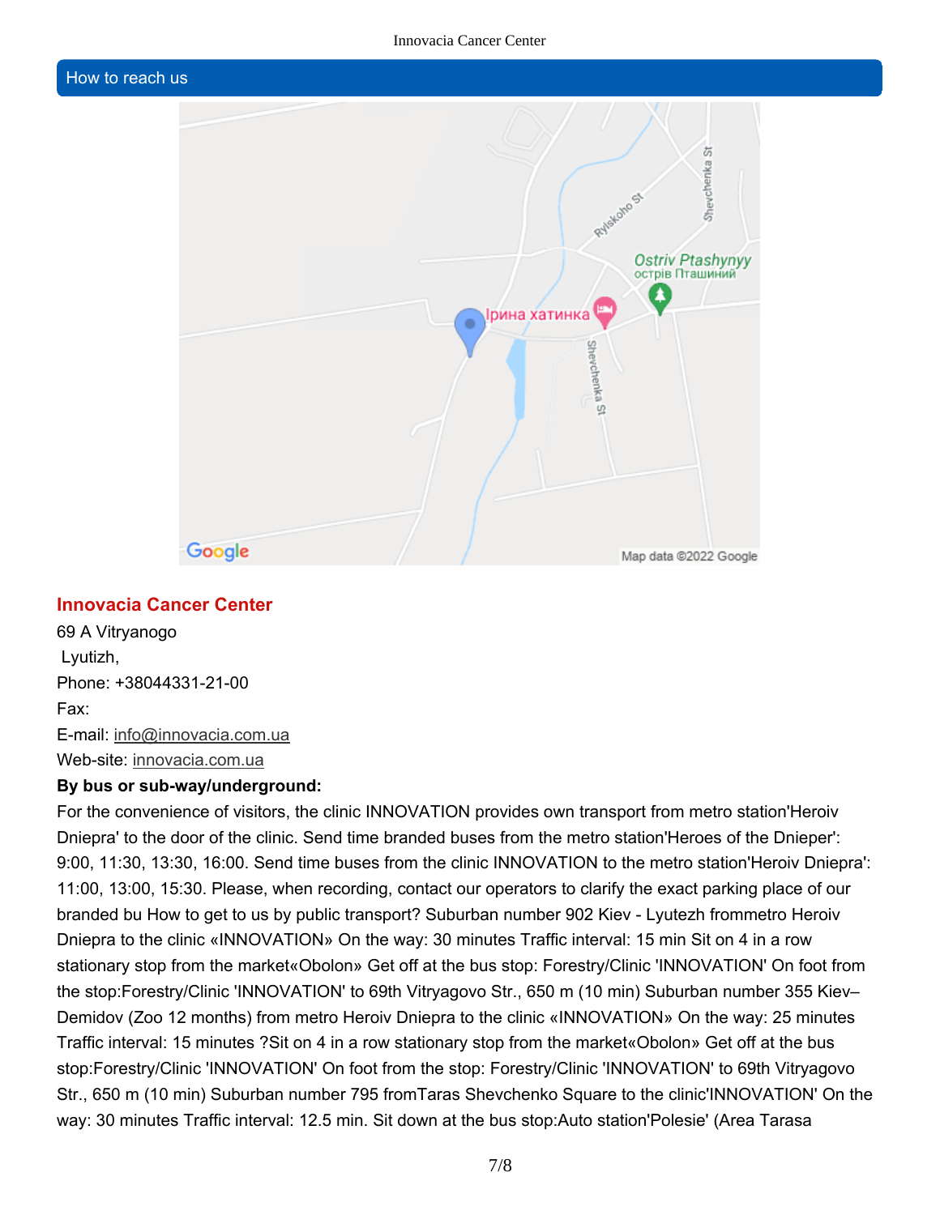## How to reach us

### Innovacia Cancer Center

69 A Vitryanogo
Lyutizh,
Phone: +38044331-21-00
Fax:
E-mail: info@innovacia.com.ua
Web-site: innovacia.com.ua

**By bus or sub-way/underground:**

For the convenience of visitors, the clinic INNOVATION provides own transport from metro station'Heroiv Dniepra' to the door of the clinic. Send time branded buses from the metro station'Heroes of the Dnieper': 9:00, 11:30, 13:30, 16:00. Send time buses from the clinic INNOVATION to the metro station'Heroiv Dniepra': 11:00, 13:00, 15:30. Please, when recording, contact our operators to clarify the exact parking place of our branded bu How to get to us by public transport? Suburban number 902 Kiev - Lyutezh frommetro Heroiv Dniepra to the clinic «INNOVATION» On the way: 30 minutes Traffic interval: 15 min Sit on 4 in a row stationary stop from the market«Obolon» Get off at the bus stop: Forestry/Clinic 'INNOVATION' On foot from the stop:Forestry/Clinic 'INNOVATION' to 69th Vitryagovo Str., 650 m (10 min) Suburban number 355 Kiev–Demidov (Zoo 12 months) from metro Heroiv Dniepra to the clinic «INNOVATION» On the way: 25 minutes Traffic interval: 15 minutes ?Sit on 4 in a row stationary stop from the market«Obolon» Get off at the bus stop:Forestry/Clinic 'INNOVATION' On foot from the stop: Forestry/Clinic 'INNOVATION' to 69th Vitryagovo Str., 650 m (10 min) Suburban number 795 fromTaras Shevchenko Square to the clinic'INNOVATION' On the way: 30 minutes Traffic interval: 12.5 min. Sit down at the bus stop:Auto station'Polesie' (Area Tarasa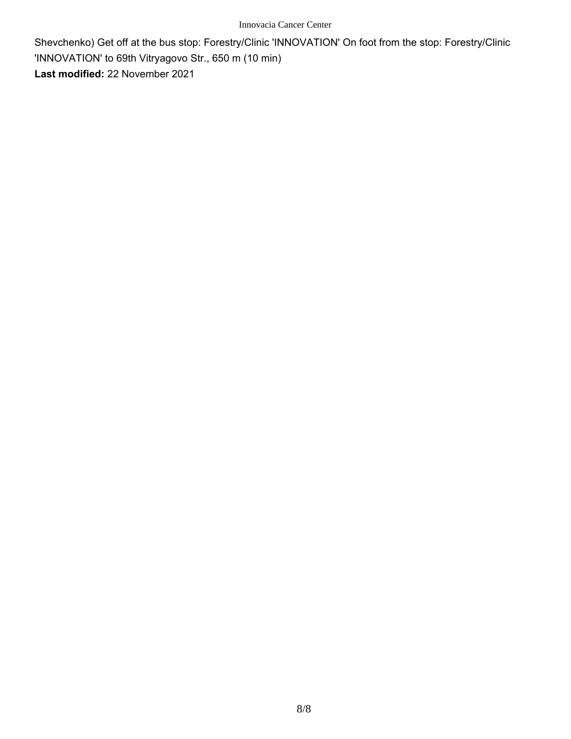Shevchenko) Get off at the bus stop: Forestry/Clinic 'INNOVATION' On foot from the stop: Forestry/Clinic 'INNOVATION' to 69th Vitryagovo Str., 650 m (10 min)

**Last modified:** 22 November 2021